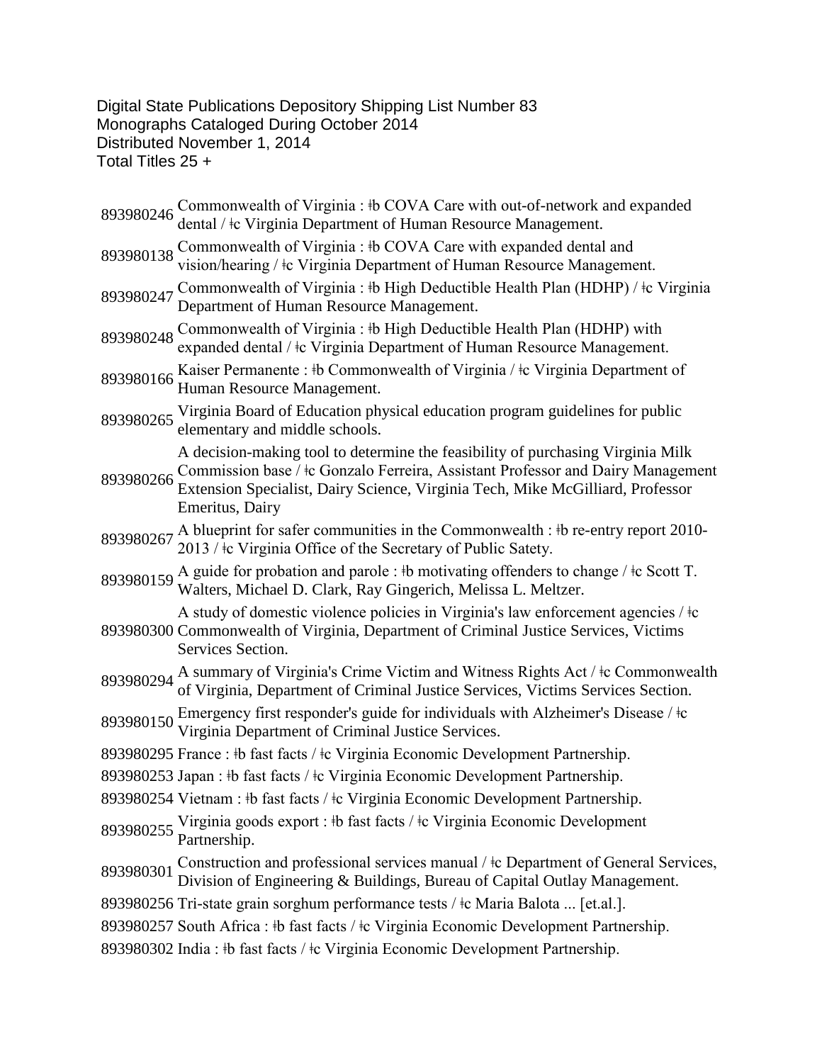Digital State Publications Depository Shipping List Number 83
Monographs Cataloged During October 2014
Distributed November 1, 2014
Total Titles 25 +

| | |
|---|---|
| 893980246 | Commonwealth of Virginia : ǂb COVA Care with out-of-network and expanded dental / ǂc Virginia Department of Human Resource Management. |
| 893980138 | Commonwealth of Virginia : ǂb COVA Care with expanded dental and vision/hearing / ǂc Virginia Department of Human Resource Management. |
| 893980247 | Commonwealth of Virginia : ǂb High Deductible Health Plan (HDHP) / ǂc Virginia Department of Human Resource Management. |
| 893980248 | Commonwealth of Virginia : ǂb High Deductible Health Plan (HDHP) with expanded dental / ǂc Virginia Department of Human Resource Management. |
| 893980166 | Kaiser Permanente : ǂb Commonwealth of Virginia / ǂc Virginia Department of Human Resource Management. |
| 893980265 | Virginia Board of Education physical education program guidelines for public elementary and middle schools. |
| 893980266 | A decision-making tool to determine the feasibility of purchasing Virginia Milk Commission base / ǂc Gonzalo Ferreira, Assistant Professor and Dairy Management Extension Specialist, Dairy Science, Virginia Tech, Mike McGilliard, Professor Emeritus, Dairy |
| 893980267 | A blueprint for safer communities in the Commonwealth : ǂb re-entry report 2010-2013 / ǂc Virginia Office of the Secretary of Public Satety. |
| 893980159 | A guide for probation and parole : ǂb motivating offenders to change / ǂc Scott T. Walters, Michael D. Clark, Ray Gingerich, Melissa L. Meltzer. |
| 893980300 | A study of domestic violence policies in Virginia's law enforcement agencies / ǂc Commonwealth of Virginia, Department of Criminal Justice Services, Victims Services Section. |
| 893980294 | A summary of Virginia's Crime Victim and Witness Rights Act / ǂc Commonwealth of Virginia, Department of Criminal Justice Services, Victims Services Section. |
| 893980150 | Emergency first responder's guide for individuals with Alzheimer's Disease / ǂc Virginia Department of Criminal Justice Services. |
| 893980295 | France : ǂb fast facts / ǂc Virginia Economic Development Partnership. |
| 893980253 | Japan : ǂb fast facts / ǂc Virginia Economic Development Partnership. |
| 893980254 | Vietnam : ǂb fast facts / ǂc Virginia Economic Development Partnership. |
| 893980255 | Virginia goods export : ǂb fast facts / ǂc Virginia Economic Development Partnership. |
| 893980301 | Construction and professional services manual / ǂc Department of General Services, Division of Engineering & Buildings, Bureau of Capital Outlay Management. |
| 893980256 | Tri-state grain sorghum performance tests / ǂc Maria Balota ... [et.al.]. |
| 893980257 | South Africa : ǂb fast facts / ǂc Virginia Economic Development Partnership. |
| 893980302 | India : ǂb fast facts / ǂc Virginia Economic Development Partnership. |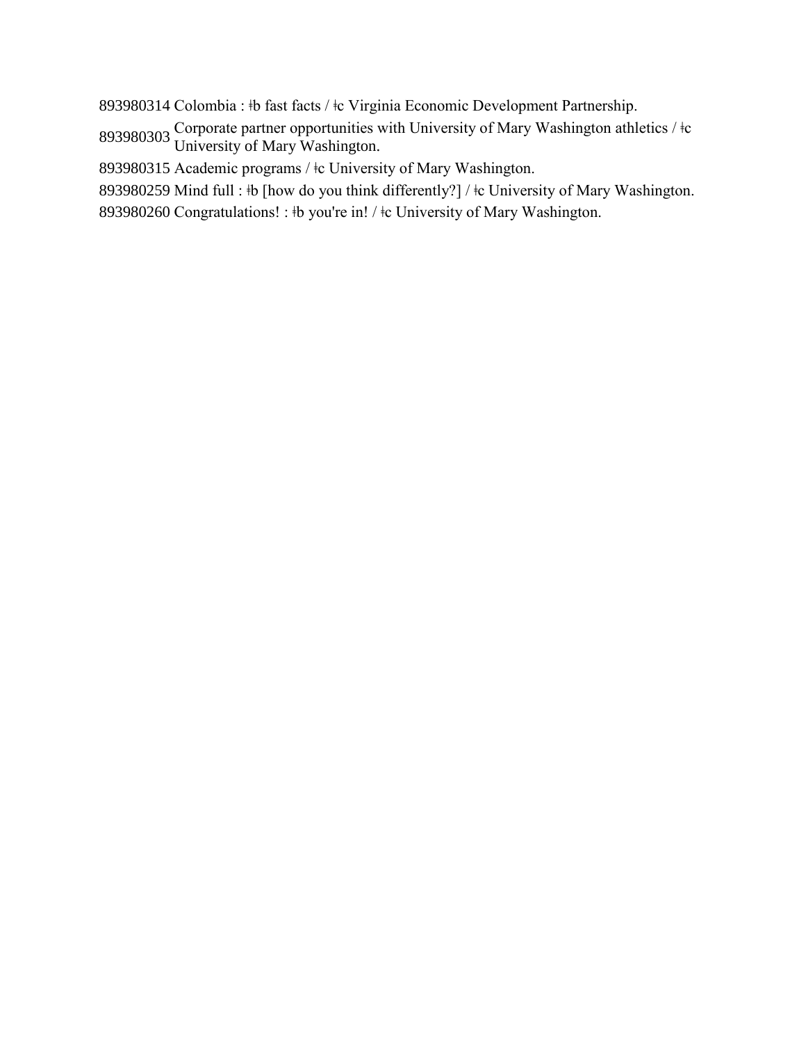893980314 Colombia : ǂb fast facts / ǂc Virginia Economic Development Partnership.

893980303 Corporate partner opportunities with University of Mary Washington athletics / ǂc University of Mary Washington.

893980315 Academic programs / ǂc University of Mary Washington.

893980259 Mind full : ǂb [how do you think differently?] / ǂc University of Mary Washington.

893980260 Congratulations! : ǂb you're in! / ǂc University of Mary Washington.